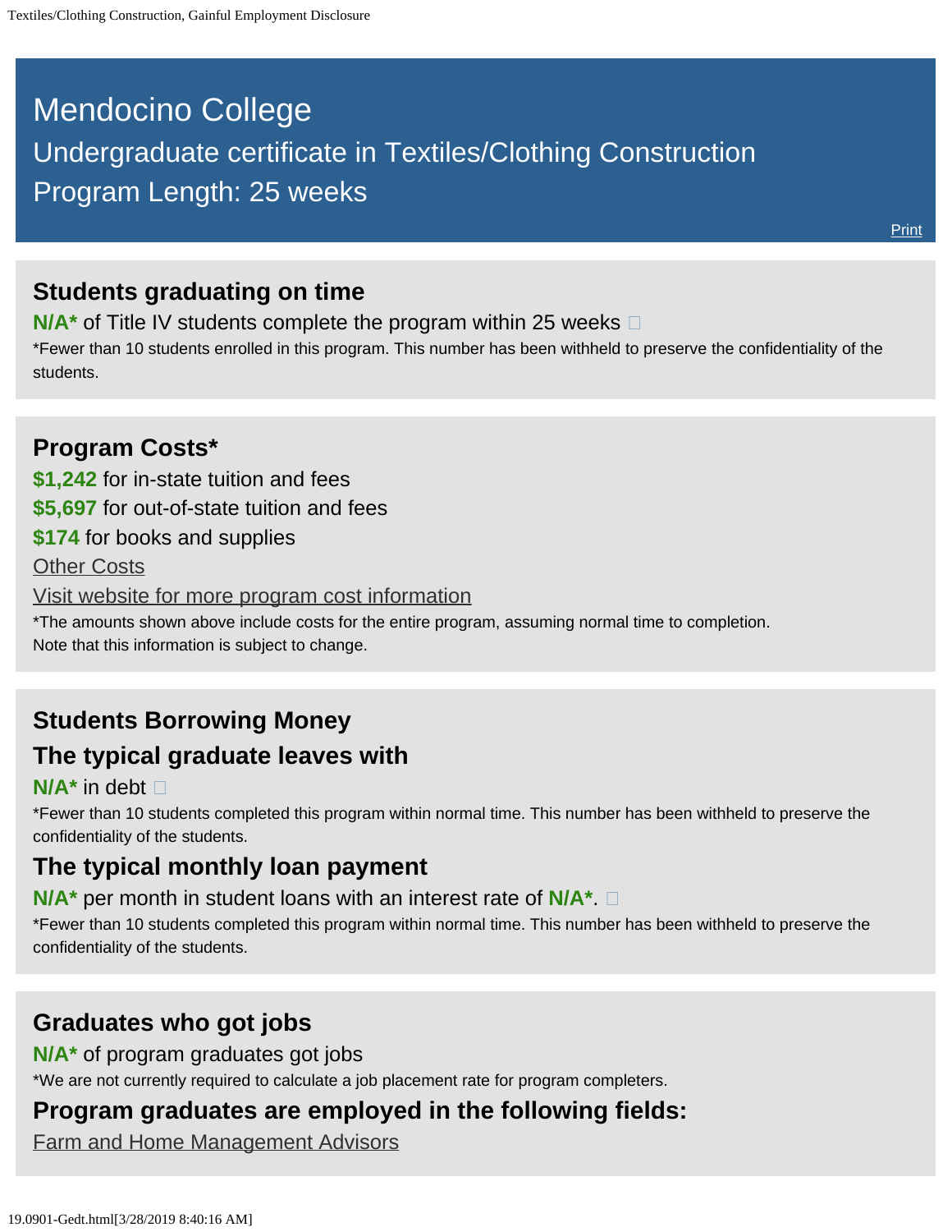# Mendocino College

## Undergraduate certificate in Textiles/Clothing Construction

## Program Length: 25 weeks

Print

## Students graduating on time

**N/A*** of Title IV students complete the program within 25 weeks

*Fewer than 10 students enrolled in this program. This number has been withheld to preserve the confidentiality of the students.

## Program Costs*

**$1,242** for in-state tuition and fees

**$5,697** for out-of-state tuition and fees

**$174** for books and supplies

Other Costs

Visit website for more program cost information

*The amounts shown above include costs for the entire program, assuming normal time to completion.
Note that this information is subject to change.

## Students Borrowing Money

## The typical graduate leaves with

**N/A*** in debt

*Fewer than 10 students completed this program within normal time. This number has been withheld to preserve the confidentiality of the students.

## The typical monthly loan payment

**N/A*** per month in student loans with an interest rate of **N/A***.

*Fewer than 10 students completed this program within normal time. This number has been withheld to preserve the confidentiality of the students.

## Graduates who got jobs

**N/A*** of program graduates got jobs

*We are not currently required to calculate a job placement rate for program completers.

## Program graduates are employed in the following fields:

Farm and Home Management Advisors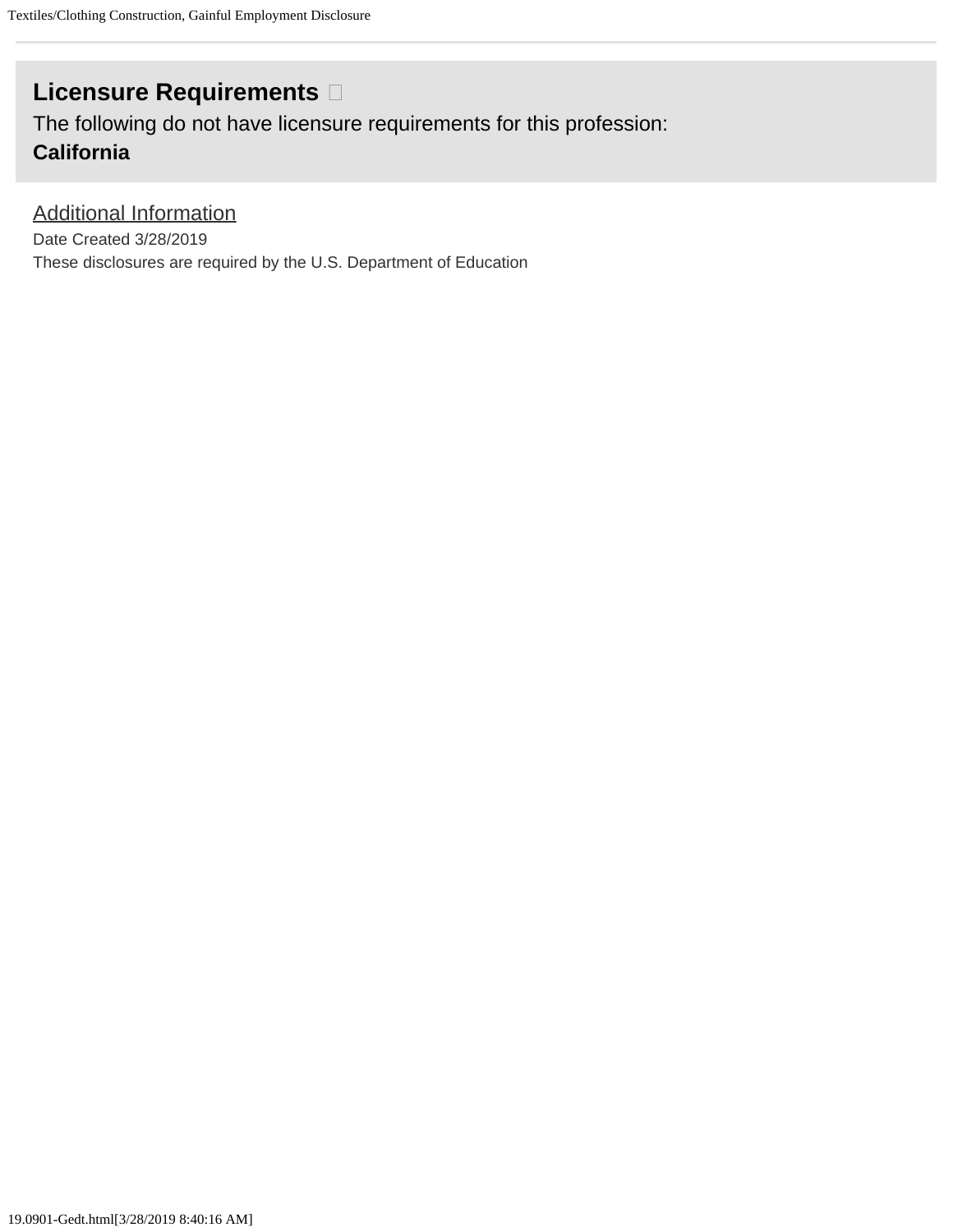## Licensure Requirements

The following do not have licensure requirements for this profession:

**California**

Additional Information

Date Created 3/28/2019

These disclosures are required by the U.S. Department of Education